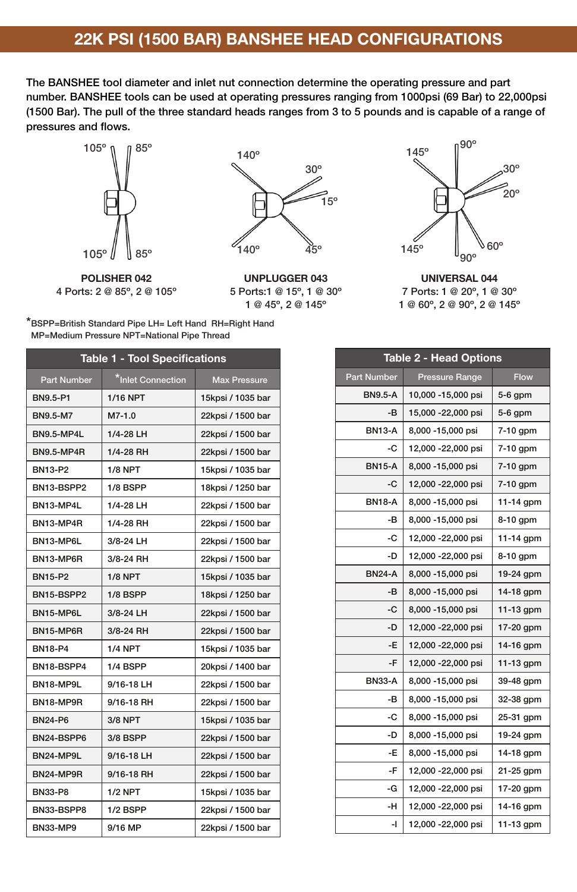# 22K PSI (1500 BAR) BANSHEE HEAD CONFIGURATIONS

The BANSHEE tool diameter and inlet nut connection determine the operating pressure and part number. BANSHEE tools can be used at operating pressures ranging from 1000psi (69 Bar) to 22,000psi (1500 Bar). The pull of the three standard heads ranges from 3 to 5 pounds and is capable of a range of pressures and flows.

**POLISHER 042**
4 Ports: 2 @ 85º, 2 @ 105º

**UNPLUGGER 043**
5 Ports:1 @ 15º, 1 @ 30º
1 @ 45º, 2 @ 145º

**UNIVERSAL 044**
7 Ports: 1 @ 20º, 1 @ 30º
1 @ 60º, 2 @ 90º, 2 @ 145º

*BSPP=British Standard Pipe LH= Left Hand RH=Right Hand
MP=Medium Pressure NPT=National Pipe Thread

**Table 1 - Tool Specifications**

| Part Number | *Inlet Connection | Max Pressure |
|---|---|---|
| BN9.5-P1 | 1/16 NPT | 15kpsi / 1035 bar |
| BN9.5-M7 | M7-1.0 | 22kpsi / 1500 bar |
| BN9.5-MP4L | 1/4-28 LH | 22kpsi / 1500 bar |
| BN9.5-MP4R | 1/4-28 RH | 22kpsi / 1500 bar |
| BN13-P2 | 1/8 NPT | 15kpsi / 1035 bar |
| BN13-BSPP2 | 1/8 BSPP | 18kpsi / 1250 bar |
| BN13-MP4L | 1/4-28 LH | 22kpsi / 1500 bar |
| BN13-MP4R | 1/4-28 RH | 22kpsi / 1500 bar |
| BN13-MP6L | 3/8-24 LH | 22kpsi / 1500 bar |
| BN13-MP6R | 3/8-24 RH | 22kpsi / 1500 bar |
| BN15-P2 | 1/8 NPT | 15kpsi / 1035 bar |
| BN15-BSPP2 | 1/8 BSPP | 18kpsi / 1250 bar |
| BN15-MP6L | 3/8-24 LH | 22kpsi / 1500 bar |
| BN15-MP6R | 3/8-24 RH | 22kpsi / 1500 bar |
| BN18-P4 | 1/4 NPT | 15kpsi / 1035 bar |
| BN18-BSPP4 | 1/4 BSPP | 20kpsi / 1400 bar |
| BN18-MP9L | 9/16-18 LH | 22kpsi / 1500 bar |
| BN18-MP9R | 9/16-18 RH | 22kpsi / 1500 bar |
| BN24-P6 | 3/8 NPT | 15kpsi / 1035 bar |
| BN24-BSPP6 | 3/8 BSPP | 22kpsi / 1500 bar |
| BN24-MP9L | 9/16-18 LH | 22kpsi / 1500 bar |
| BN24-MP9R | 9/16-18 RH | 22kpsi / 1500 bar |
| BN33-P8 | 1/2 NPT | 15kpsi / 1035 bar |
| BN33-BSPP8 | 1/2 BSPP | 22kpsi / 1500 bar |
| BN33-MP9 | 9/16 MP | 22kpsi / 1500 bar |

**Table 2 - Head Options**

| Part Number | Pressure Range | Flow |
|---|---|---|
| BN9.5-A | 10,000 -15,000 psi | 5-6 gpm |
| -B | 15,000 -22,000 psi | 5-6 gpm |
| BN13-A | 8,000 -15,000 psi | 7-10 gpm |
| -C | 12,000 -22,000 psi | 7-10 gpm |
| BN15-A | 8,000 -15,000 psi | 7-10 gpm |
| -C | 12,000 -22,000 psi | 7-10 gpm |
| BN18-A | 8,000 -15,000 psi | 11-14 gpm |
| -B | 8,000 -15,000 psi | 8-10 gpm |
| -C | 12,000 -22,000 psi | 11-14 gpm |
| -D | 12,000 -22,000 psi | 8-10 gpm |
| BN24-A | 8,000 -15,000 psi | 19-24 gpm |
| -B | 8,000 -15,000 psi | 14-18 gpm |
| -C | 8,000 -15,000 psi | 11-13 gpm |
| -D | 12,000 -22,000 psi | 17-20 gpm |
| -E | 12,000 -22,000 psi | 14-16 gpm |
| -F | 12,000 -22,000 psi | 11-13 gpm |
| BN33-A | 8,000 -15,000 psi | 39-48 gpm |
| -B | 8,000 -15,000 psi | 32-38 gpm |
| -C | 8,000 -15,000 psi | 25-31 gpm |
| -D | 8,000 -15,000 psi | 19-24 gpm |
| -E | 8,000 -15,000 psi | 14-18 gpm |
| -F | 12,000 -22,000 psi | 21-25 gpm |
| -G | 12,000 -22,000 psi | 17-20 gpm |
| -H | 12,000 -22,000 psi | 14-16 gpm |
| -I | 12,000 -22,000 psi | 11-13 gpm |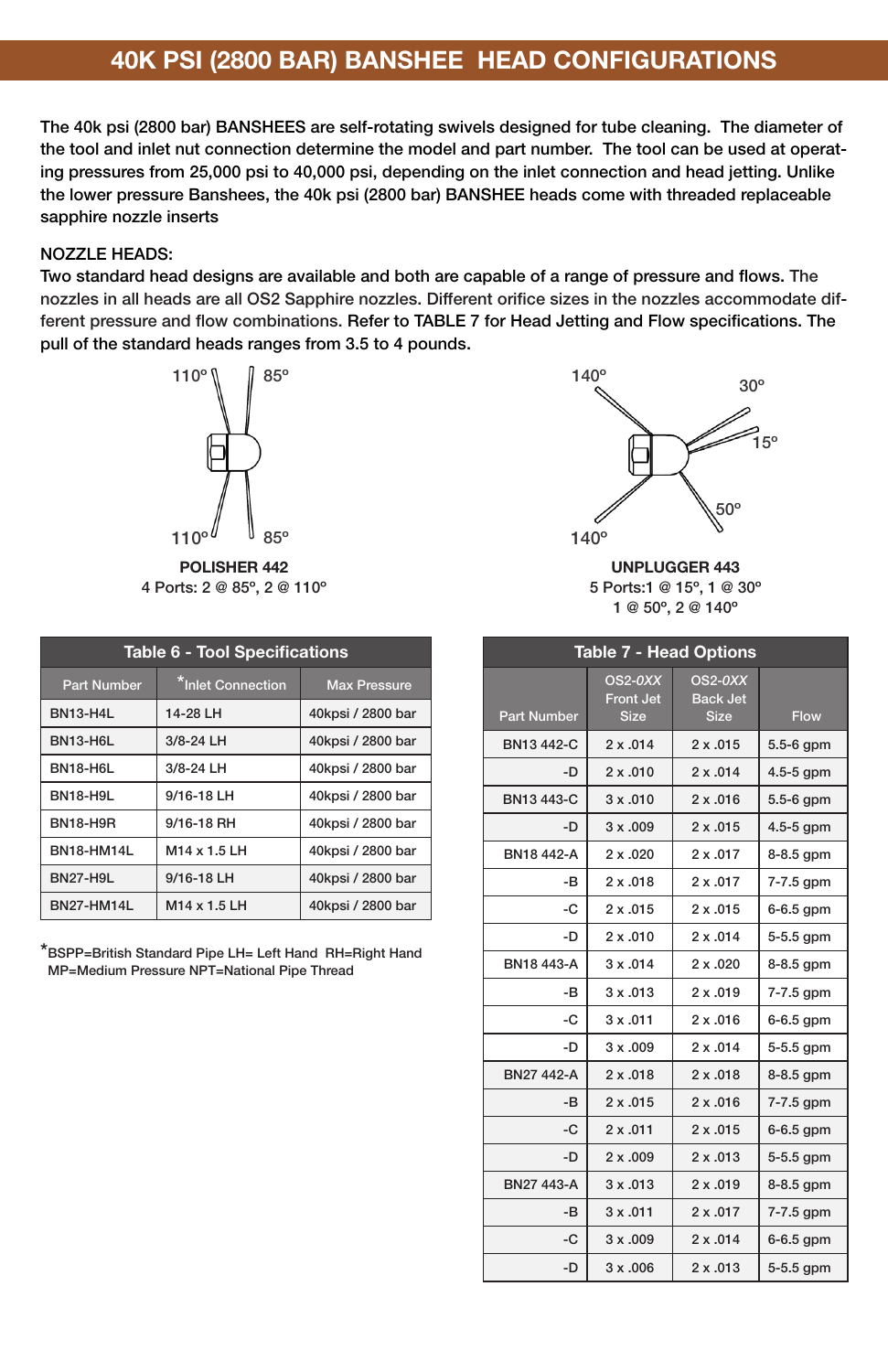# 40K PSI (2800 BAR) BANSHEE HEAD CONFIGURATIONS

The 40k psi (2800 bar) BANSHEES are self-rotating swivels designed for tube cleaning. The diameter of the tool and inlet nut connection determine the model and part number. The tool can be used at operating pressures from 25,000 psi to 40,000 psi, depending on the inlet connection and head jetting. Unlike the lower pressure Banshees, the 40k psi (2800 bar) BANSHEE heads come with threaded replaceable sapphire nozzle inserts

NOZZLE HEADS:

Two standard head designs are available and both are capable of a range of pressure and flows. The nozzles in all heads are all OS2 Sapphire nozzles. Different orifice sizes in the nozzles accommodate different pressure and flow combinations. Refer to TABLE 7 for Head Jetting and Flow specifications. The pull of the standard heads ranges from 3.5 to 4 pounds.

110º 85º
110º 85º

**POLISHER 442**
4 Ports: 2 @ 85º, 2 @ 110º

140º 30º 15º 50º 140º

**UNPLUGGER 443**
5 Ports:1 @ 15º, 1 @ 30º
1 @ 50º, 2 @ 140º

**Table 6 - Tool Specifications**

| Part Number | *Inlet Connection | Max Pressure |
|---|---|---|
| BN13-H4L | 14-28 LH | 40kpsi / 2800 bar |
| BN13-H6L | 3/8-24 LH | 40kpsi / 2800 bar |
| BN18-H6L | 3/8-24 LH | 40kpsi / 2800 bar |
| BN18-H9L | 9/16-18 LH | 40kpsi / 2800 bar |
| BN18-H9R | 9/16-18 RH | 40kpsi / 2800 bar |
| BN18-HM14L | M14 x 1.5 LH | 40kpsi / 2800 bar |
| BN27-H9L | 9/16-18 LH | 40kpsi / 2800 bar |
| BN27-HM14L | M14 x 1.5 LH | 40kpsi / 2800 bar |

*BSPP=British Standard Pipe LH= Left Hand RH=Right Hand
MP=Medium Pressure NPT=National Pipe Thread

**Table 7 - Head Options**

| Part Number | OS2-*0XX* Front Jet Size | OS2-*0XX* Back Jet Size | Flow |
|---|---|---|---|
| BN13 442-C | 2 x .014 | 2 x .015 | 5.5-6 gpm |
| -D | 2 x .010 | 2 x .014 | 4.5-5 gpm |
| BN13 443-C | 3 x .010 | 2 x .016 | 5.5-6 gpm |
| -D | 3 x .009 | 2 x .015 | 4.5-5 gpm |
| BN18 442-A | 2 x .020 | 2 x .017 | 8-8.5 gpm |
| -B | 2 x .018 | 2 x .017 | 7-7.5 gpm |
| -C | 2 x .015 | 2 x .015 | 6-6.5 gpm |
| -D | 2 x .010 | 2 x .014 | 5-5.5 gpm |
| BN18 443-A | 3 x .014 | 2 x .020 | 8-8.5 gpm |
| -B | 3 x .013 | 2 x .019 | 7-7.5 gpm |
| -C | 3 x .011 | 2 x .016 | 6-6.5 gpm |
| -D | 3 x .009 | 2 x .014 | 5-5.5 gpm |
| BN27 442-A | 2 x .018 | 2 x .018 | 8-8.5 gpm |
| -B | 2 x .015 | 2 x .016 | 7-7.5 gpm |
| -C | 2 x .011 | 2 x .015 | 6-6.5 gpm |
| -D | 2 x .009 | 2 x .013 | 5-5.5 gpm |
| BN27 443-A | 3 x .013 | 2 x .019 | 8-8.5 gpm |
| -B | 3 x .011 | 2 x .017 | 7-7.5 gpm |
| -C | 3 x .009 | 2 x .014 | 6-6.5 gpm |
| -D | 3 x .006 | 2 x .013 | 5-5.5 gpm |